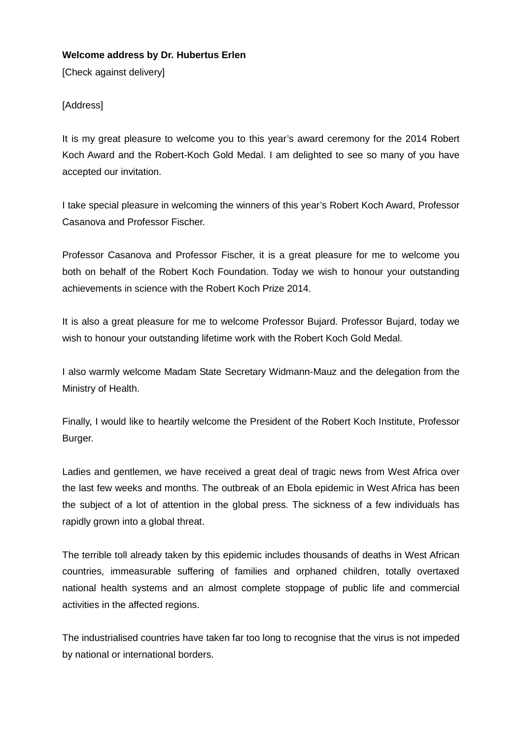**Welcome address by Dr. Hubertus Erlen**

[Check against delivery]

[Address]

It is my great pleasure to welcome you to this year's award ceremony for the 2014 Robert Koch Award and the Robert-Koch Gold Medal. I am delighted to see so many of you have accepted our invitation.

I take special pleasure in welcoming the winners of this year's Robert Koch Award, Professor Casanova and Professor Fischer.

Professor Casanova and Professor Fischer, it is a great pleasure for me to welcome you both on behalf of the Robert Koch Foundation. Today we wish to honour your outstanding achievements in science with the Robert Koch Prize 2014.

It is also a great pleasure for me to welcome Professor Bujard. Professor Bujard, today we wish to honour your outstanding lifetime work with the Robert Koch Gold Medal.

I also warmly welcome Madam State Secretary Widmann-Mauz and the delegation from the Ministry of Health.

Finally, I would like to heartily welcome the President of the Robert Koch Institute, Professor Burger.

Ladies and gentlemen, we have received a great deal of tragic news from West Africa over the last few weeks and months. The outbreak of an Ebola epidemic in West Africa has been the subject of a lot of attention in the global press. The sickness of a few individuals has rapidly grown into a global threat.

The terrible toll already taken by this epidemic includes thousands of deaths in West African countries, immeasurable suffering of families and orphaned children, totally overtaxed national health systems and an almost complete stoppage of public life and commercial activities in the affected regions.

The industrialised countries have taken far too long to recognise that the virus is not impeded by national or international borders.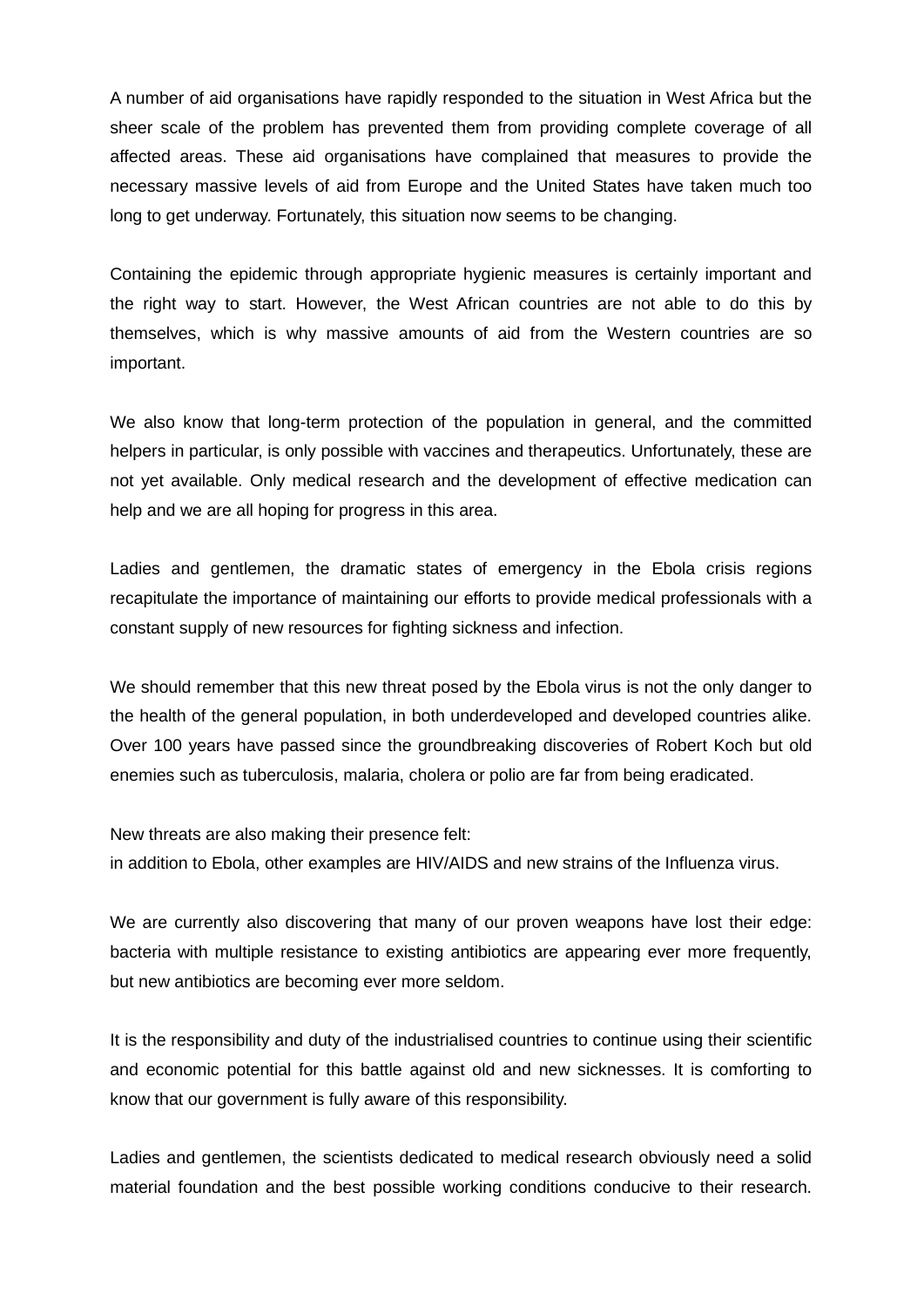A number of aid organisations have rapidly responded to the situation in West Africa but the sheer scale of the problem has prevented them from providing complete coverage of all affected areas. These aid organisations have complained that measures to provide the necessary massive levels of aid from Europe and the United States have taken much too long to get underway. Fortunately, this situation now seems to be changing.

Containing the epidemic through appropriate hygienic measures is certainly important and the right way to start. However, the West African countries are not able to do this by themselves, which is why massive amounts of aid from the Western countries are so important.

We also know that long-term protection of the population in general, and the committed helpers in particular, is only possible with vaccines and therapeutics. Unfortunately, these are not yet available. Only medical research and the development of effective medication can help and we are all hoping for progress in this area.

Ladies and gentlemen, the dramatic states of emergency in the Ebola crisis regions recapitulate the importance of maintaining our efforts to provide medical professionals with a constant supply of new resources for fighting sickness and infection.

We should remember that this new threat posed by the Ebola virus is not the only danger to the health of the general population, in both underdeveloped and developed countries alike. Over 100 years have passed since the groundbreaking discoveries of Robert Koch but old enemies such as tuberculosis, malaria, cholera or polio are far from being eradicated.

New threats are also making their presence felt:
in addition to Ebola, other examples are HIV/AIDS and new strains of the Influenza virus.

We are currently also discovering that many of our proven weapons have lost their edge: bacteria with multiple resistance to existing antibiotics are appearing ever more frequently, but new antibiotics are becoming ever more seldom.

It is the responsibility and duty of the industrialised countries to continue using their scientific and economic potential for this battle against old and new sicknesses. It is comforting to know that our government is fully aware of this responsibility.

Ladies and gentlemen, the scientists dedicated to medical research obviously need a solid material foundation and the best possible working conditions conducive to their research.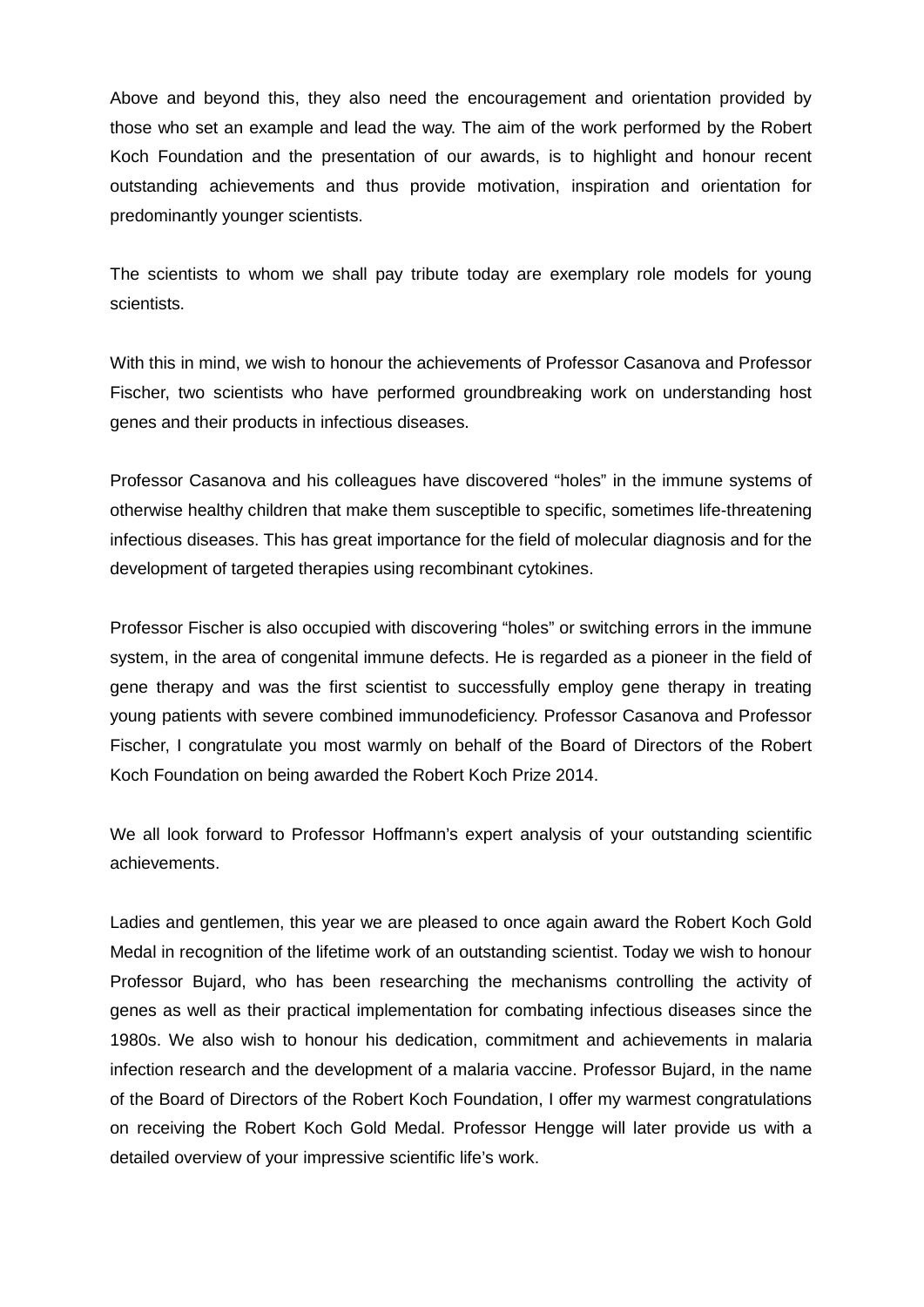Above and beyond this, they also need the encouragement and orientation provided by those who set an example and lead the way. The aim of the work performed by the Robert Koch Foundation and the presentation of our awards, is to highlight and honour recent outstanding achievements and thus provide motivation, inspiration and orientation for predominantly younger scientists.

The scientists to whom we shall pay tribute today are exemplary role models for young scientists.

With this in mind, we wish to honour the achievements of Professor Casanova and Professor Fischer, two scientists who have performed groundbreaking work on understanding host genes and their products in infectious diseases.

Professor Casanova and his colleagues have discovered “holes” in the immune systems of otherwise healthy children that make them susceptible to specific, sometimes life-threatening infectious diseases. This has great importance for the field of molecular diagnosis and for the development of targeted therapies using recombinant cytokines.

Professor Fischer is also occupied with discovering “holes” or switching errors in the immune system, in the area of congenital immune defects. He is regarded as a pioneer in the field of gene therapy and was the first scientist to successfully employ gene therapy in treating young patients with severe combined immunodeficiency. Professor Casanova and Professor Fischer, I congratulate you most warmly on behalf of the Board of Directors of the Robert Koch Foundation on being awarded the Robert Koch Prize 2014.

We all look forward to Professor Hoffmann’s expert analysis of your outstanding scientific achievements.

Ladies and gentlemen, this year we are pleased to once again award the Robert Koch Gold Medal in recognition of the lifetime work of an outstanding scientist. Today we wish to honour Professor Bujard, who has been researching the mechanisms controlling the activity of genes as well as their practical implementation for combating infectious diseases since the 1980s. We also wish to honour his dedication, commitment and achievements in malaria infection research and the development of a malaria vaccine. Professor Bujard, in the name of the Board of Directors of the Robert Koch Foundation, I offer my warmest congratulations on receiving the Robert Koch Gold Medal. Professor Hengge will later provide us with a detailed overview of your impressive scientific life’s work.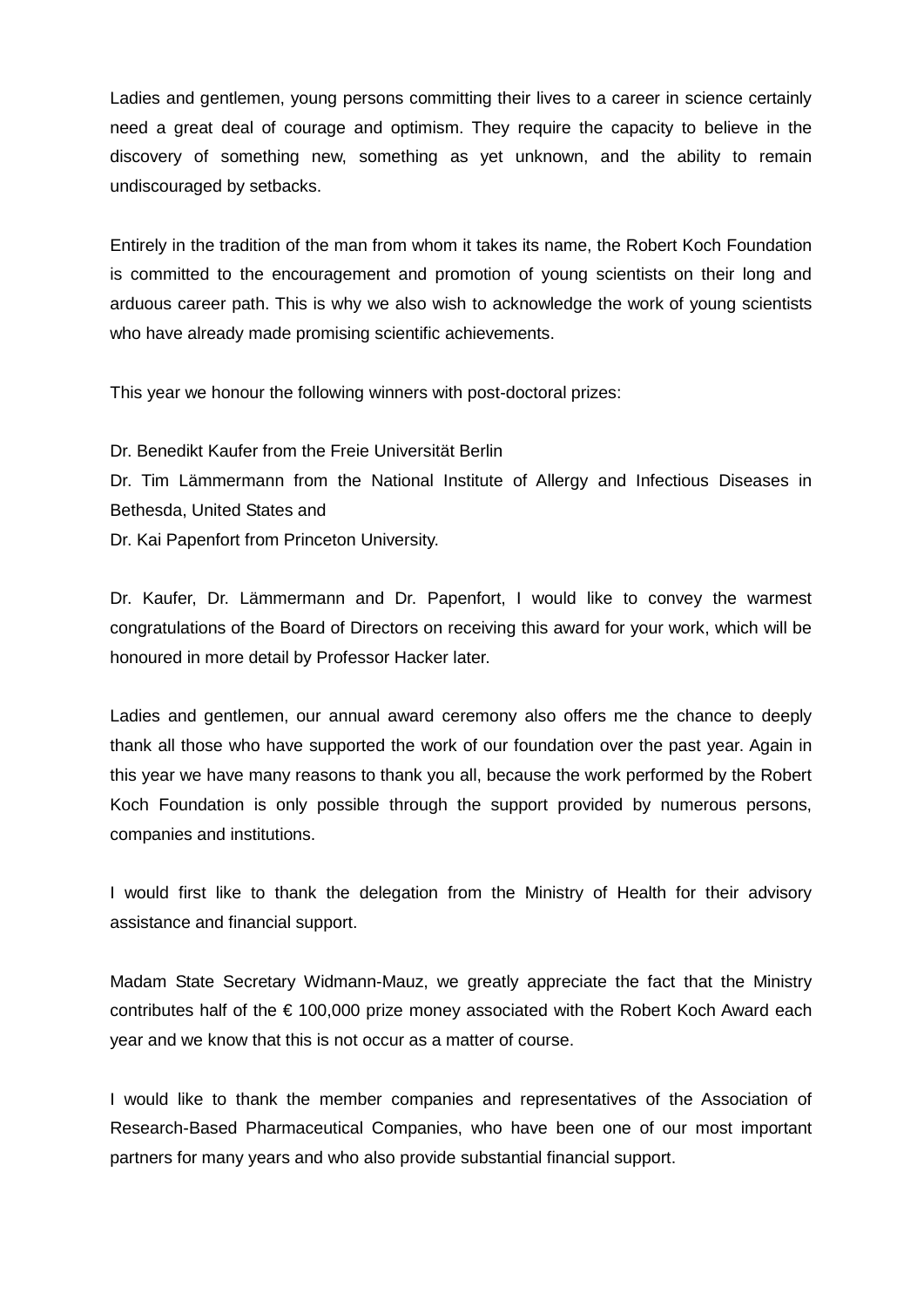Ladies and gentlemen, young persons committing their lives to a career in science certainly need a great deal of courage and optimism. They require the capacity to believe in the discovery of something new, something as yet unknown, and the ability to remain undiscouraged by setbacks.

Entirely in the tradition of the man from whom it takes its name, the Robert Koch Foundation is committed to the encouragement and promotion of young scientists on their long and arduous career path. This is why we also wish to acknowledge the work of young scientists who have already made promising scientific achievements.

This year we honour the following winners with post-doctoral prizes:

Dr. Benedikt Kaufer from the Freie Universität Berlin
Dr. Tim Lämmermann from the National Institute of Allergy and Infectious Diseases in Bethesda, United States and
Dr. Kai Papenfort from Princeton University.

Dr. Kaufer, Dr. Lämmermann and Dr. Papenfort, I would like to convey the warmest congratulations of the Board of Directors on receiving this award for your work, which will be honoured in more detail by Professor Hacker later.

Ladies and gentlemen, our annual award ceremony also offers me the chance to deeply thank all those who have supported the work of our foundation over the past year. Again in this year we have many reasons to thank you all, because the work performed by the Robert Koch Foundation is only possible through the support provided by numerous persons, companies and institutions.

I would first like to thank the delegation from the Ministry of Health for their advisory assistance and financial support.

Madam State Secretary Widmann-Mauz, we greatly appreciate the fact that the Ministry contributes half of the € 100,000 prize money associated with the Robert Koch Award each year and we know that this is not occur as a matter of course.

I would like to thank the member companies and representatives of the Association of Research-Based Pharmaceutical Companies, who have been one of our most important partners for many years and who also provide substantial financial support.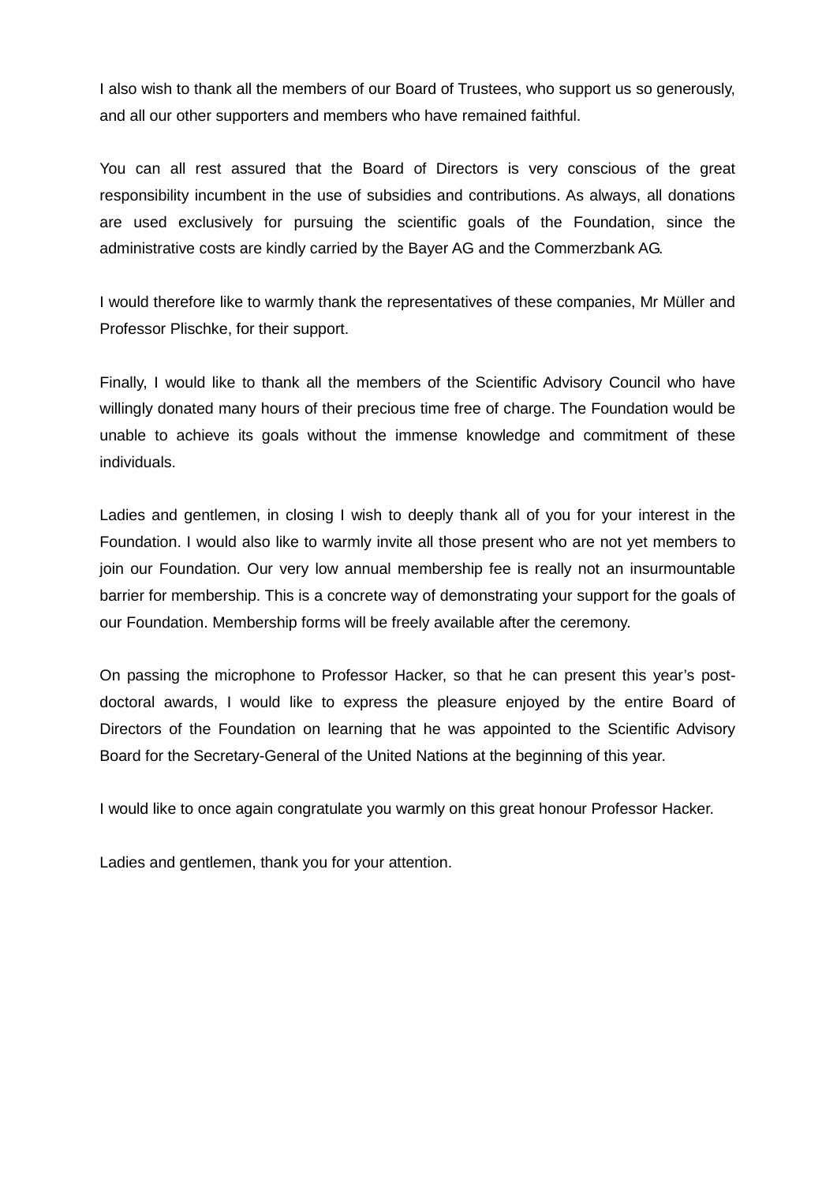I also wish to thank all the members of our Board of Trustees, who support us so generously, and all our other supporters and members who have remained faithful.

You can all rest assured that the Board of Directors is very conscious of the great responsibility incumbent in the use of subsidies and contributions. As always, all donations are used exclusively for pursuing the scientific goals of the Foundation, since the administrative costs are kindly carried by the Bayer AG and the Commerzbank AG.

I would therefore like to warmly thank the representatives of these companies, Mr Müller and Professor Plischke, for their support.

Finally, I would like to thank all the members of the Scientific Advisory Council who have willingly donated many hours of their precious time free of charge. The Foundation would be unable to achieve its goals without the immense knowledge and commitment of these individuals.

Ladies and gentlemen, in closing I wish to deeply thank all of you for your interest in the Foundation. I would also like to warmly invite all those present who are not yet members to join our Foundation. Our very low annual membership fee is really not an insurmountable barrier for membership. This is a concrete way of demonstrating your support for the goals of our Foundation. Membership forms will be freely available after the ceremony.

On passing the microphone to Professor Hacker, so that he can present this year's post-doctoral awards, I would like to express the pleasure enjoyed by the entire Board of Directors of the Foundation on learning that he was appointed to the Scientific Advisory Board for the Secretary-General of the United Nations at the beginning of this year.

I would like to once again congratulate you warmly on this great honour Professor Hacker.

Ladies and gentlemen, thank you for your attention.